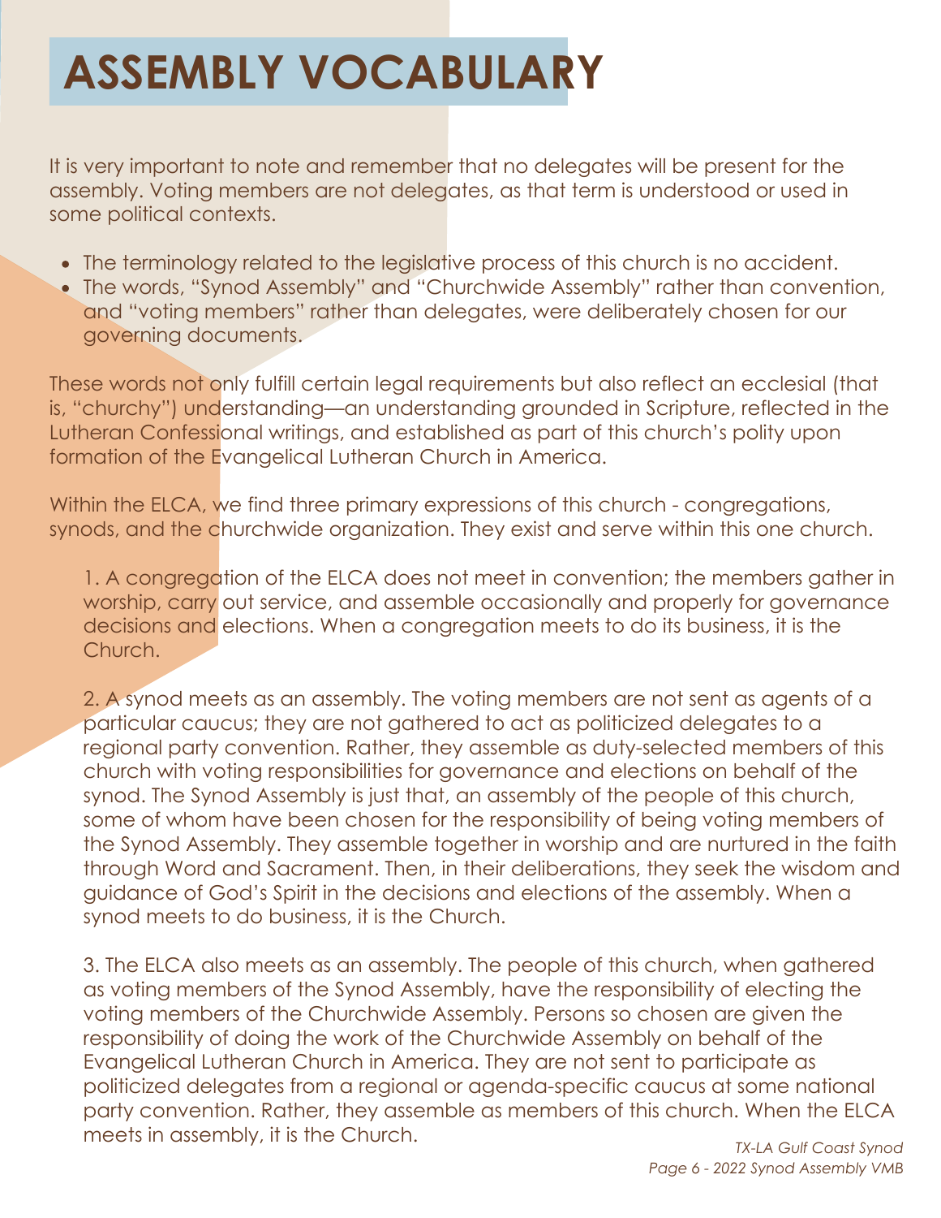# ASSEMBLY VOCABULARY

It is very important to note and remember that no delegates will be present for the assembly. Voting members are not delegates, as that term is understood or used in some political contexts.

- The terminology related to the legislative process of this church is no accident.
- The words, "Synod Assembly" and "Churchwide Assembly" rather than convention, and "voting members" rather than delegates, were deliberately chosen for our governing documents.

These words not only fulfill certain legal requirements but also reflect an ecclesial (that is, "churchy") understanding—an understanding grounded in Scripture, reflected in the Lutheran Confessional writings, and established as part of this church's polity upon formation of the Evangelical Lutheran Church in America.

Within the ELCA, we find three primary expressions of this church - congregations, synods, and the churchwide organization. They exist and serve within this one church.

1. A congregation of the ELCA does not meet in convention; the members gather in worship, carry out service, and assemble occasionally and properly for governance decisions and elections. When a congregation meets to do its business, it is the Church.

2. A synod meets as an assembly. The voting members are not sent as agents of a particular caucus; they are not gathered to act as politicized delegates to a regional party convention. Rather, they assemble as duty-selected members of this church with voting responsibilities for governance and elections on behalf of the synod. The Synod Assembly is just that, an assembly of the people of this church, some of whom have been chosen for the responsibility of being voting members of the Synod Assembly. They assemble together in worship and are nurtured in the faith through Word and Sacrament. Then, in their deliberations, they seek the wisdom and guidance of God's Spirit in the decisions and elections of the assembly. When a synod meets to do business, it is the Church.

3. The ELCA also meets as an assembly. The people of this church, when gathered as voting members of the Synod Assembly, have the responsibility of electing the voting members of the Churchwide Assembly. Persons so chosen are given the responsibility of doing the work of the Churchwide Assembly on behalf of the Evangelical Lutheran Church in America. They are not sent to participate as politicized delegates from a regional or agenda-specific caucus at some national party convention. Rather, they assemble as members of this church. When the ELCA meets in assembly, it is the Church.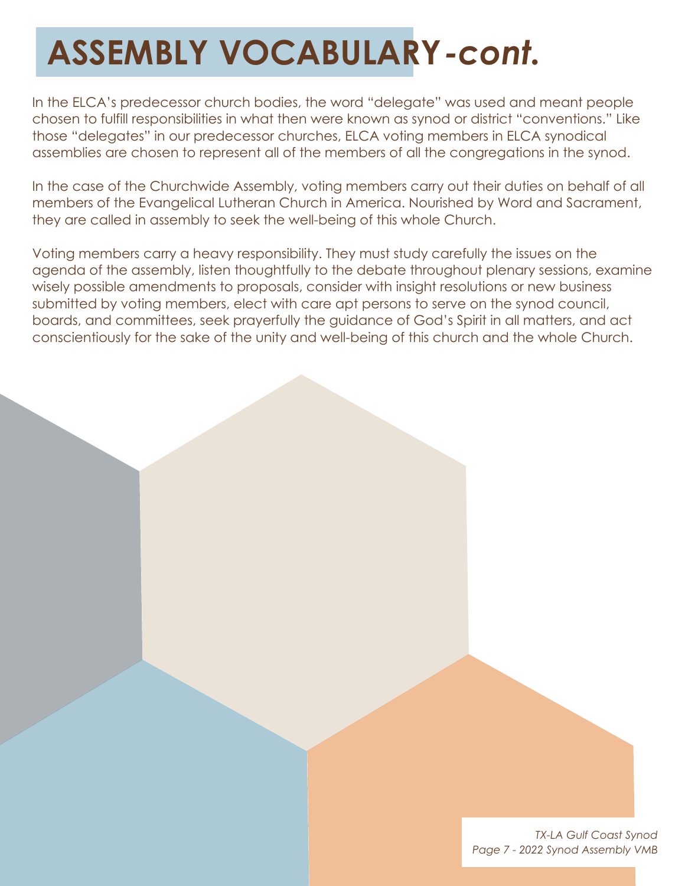# ASSEMBLY VOCABULARY-*cont.*

In the ELCA's predecessor church bodies, the word "delegate" was used and meant people chosen to fulfill responsibilities in what then were known as synod or district "conventions." Like those "delegates" in our predecessor churches, ELCA voting members in ELCA synodical assemblies are chosen to represent all of the members of all the congregations in the synod.

In the case of the Churchwide Assembly, voting members carry out their duties on behalf of all members of the Evangelical Lutheran Church in America. Nourished by Word and Sacrament, they are called in assembly to seek the well-being of this whole Church.

Voting members carry a heavy responsibility. They must study carefully the issues on the agenda of the assembly, listen thoughtfully to the debate throughout plenary sessions, examine wisely possible amendments to proposals, consider with insight resolutions or new business submitted by voting members, elect with care apt persons to serve on the synod council, boards, and committees, seek prayerfully the guidance of God's Spirit in all matters, and act conscientiously for the sake of the unity and well-being of this church and the whole Church.